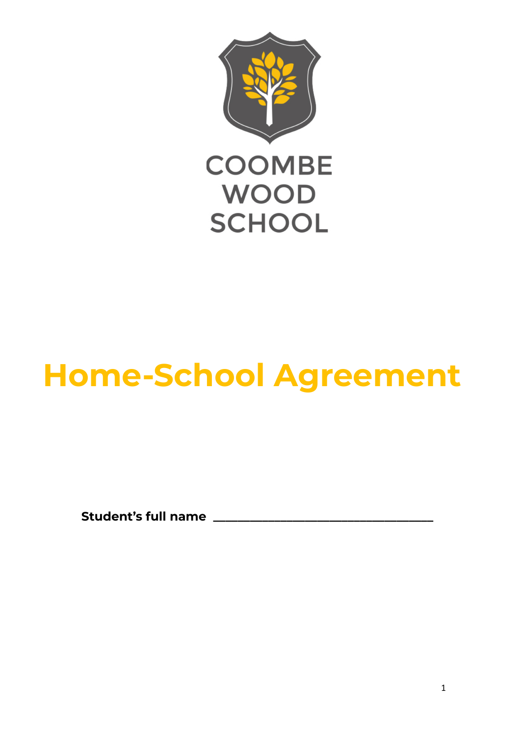COOMBE WOOD SCHOOL

# Home-School Agreement

**Student's full name** ___________________________________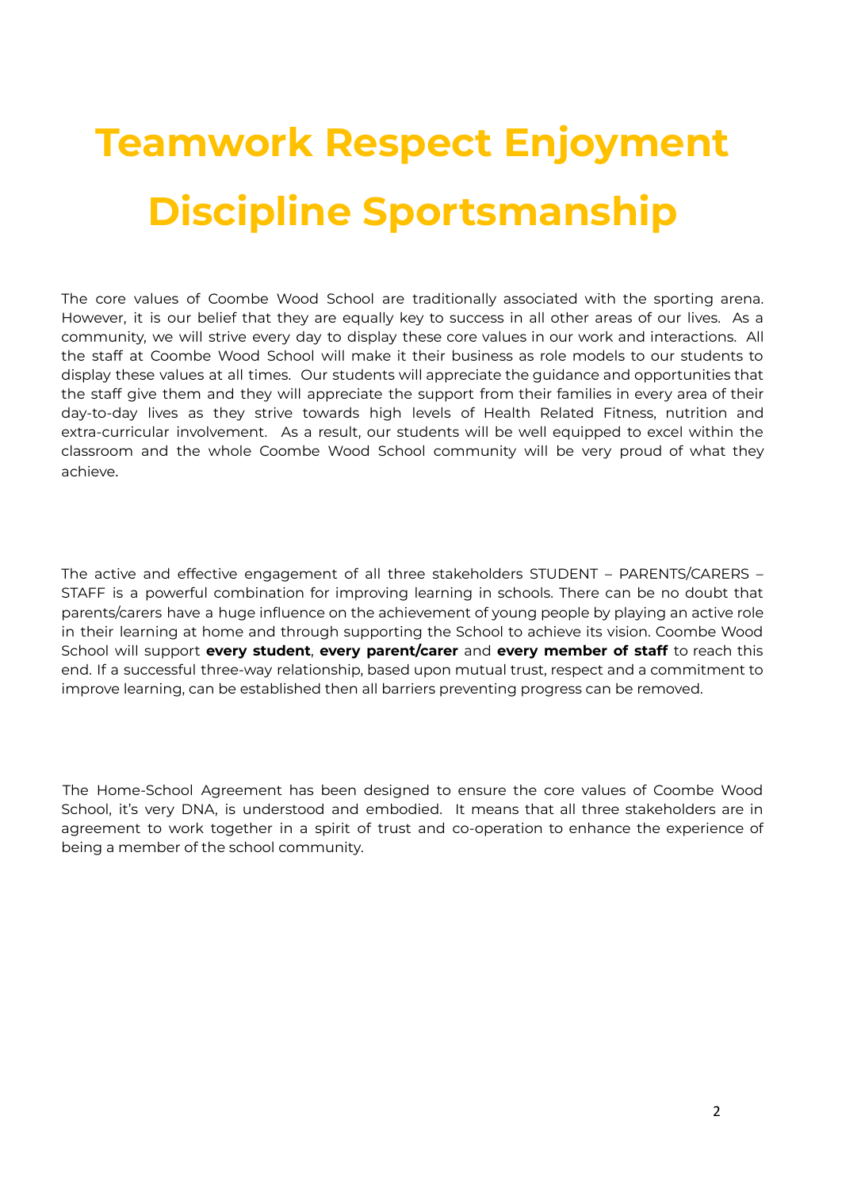# Teamwork Respect Enjoyment Discipline Sportsmanship

The core values of Coombe Wood School are traditionally associated with the sporting arena. However, it is our belief that they are equally key to success in all other areas of our lives. As a community, we will strive every day to display these core values in our work and interactions. All the staff at Coombe Wood School will make it their business as role models to our students to display these values at all times. Our students will appreciate the guidance and opportunities that the staff give them and they will appreciate the support from their families in every area of their day-to-day lives as they strive towards high levels of Health Related Fitness, nutrition and extra-curricular involvement. As a result, our students will be well equipped to excel within the classroom and the whole Coombe Wood School community will be very proud of what they achieve.

The active and effective engagement of all three stakeholders STUDENT – PARENTS/CARERS – STAFF is a powerful combination for improving learning in schools. There can be no doubt that parents/carers have a huge influence on the achievement of young people by playing an active role in their learning at home and through supporting the School to achieve its vision. Coombe Wood School will support **every student**, **every parent/carer** and **every member of staff** to reach this end. If a successful three-way relationship, based upon mutual trust, respect and a commitment to improve learning, can be established then all barriers preventing progress can be removed.

The Home-School Agreement has been designed to ensure the core values of Coombe Wood School, it's very DNA, is understood and embodied. It means that all three stakeholders are in agreement to work together in a spirit of trust and co-operation to enhance the experience of being a member of the school community.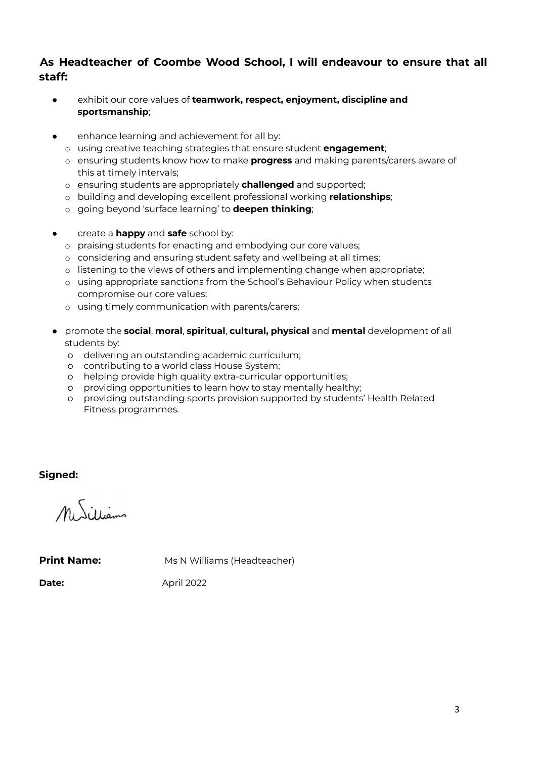**As Headteacher of Coombe Wood School, I will endeavour to ensure that all staff:**

- exhibit our core values of **teamwork, respect, enjoyment, discipline and sportsmanship**;
- enhance learning and achievement for all by:
    - using creative teaching strategies that ensure student **engagement**;
    - ensuring students know how to make **progress** and making parents/carers aware of this at timely intervals;
    - ensuring students are appropriately **challenged** and supported;
    - building and developing excellent professional working **relationships**;
    - going beyond 'surface learning' to **deepen thinking**;
- create a **happy** and **safe** school by:
    - praising students for enacting and embodying our core values;
    - considering and ensuring student safety and wellbeing at all times;
    - listening to the views of others and implementing change when appropriate;
    - using appropriate sanctions from the School's Behaviour Policy when students compromise our core values;
    - using timely communication with parents/carers;
- promote the **social**, **moral**, **spiritual**, **cultural, physical** and **mental** development of all students by:
    - delivering an outstanding academic curriculum;
    - contributing to a world class House System;
    - helping provide high quality extra-curricular opportunities;
    - providing opportunities to learn how to stay mentally healthy;
    - providing outstanding sports provision supported by students' Health Related Fitness programmes.

**Signed:**

N Williams

**Print Name:** Ms N Williams (Headteacher)

**Date:** April 2022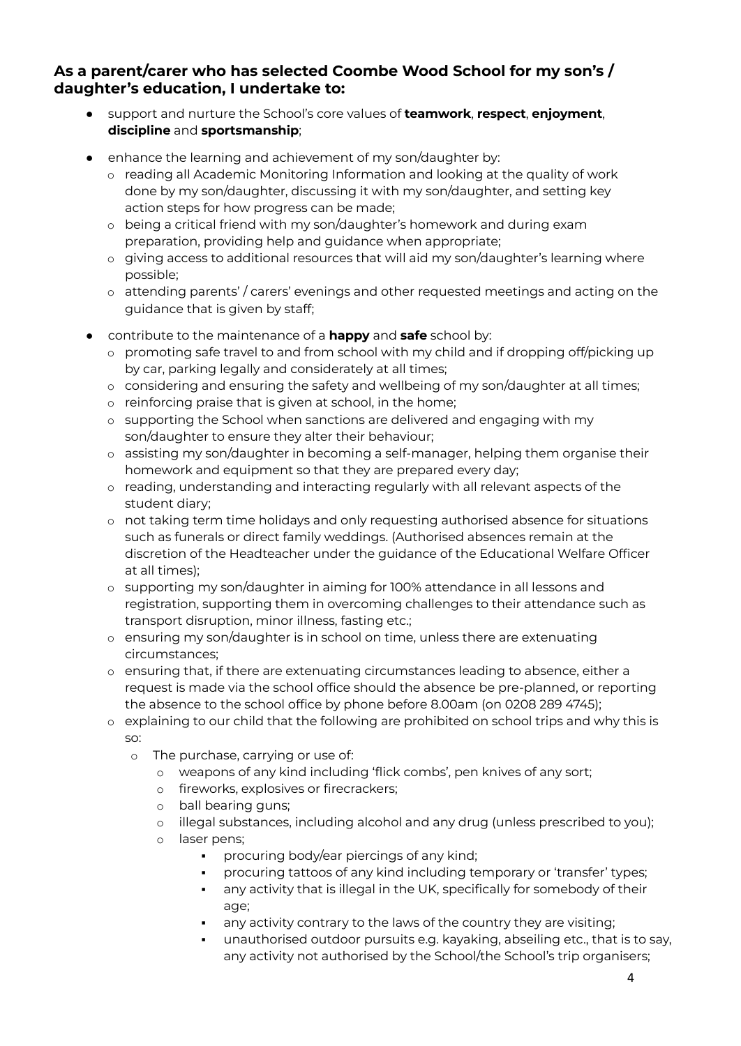### As a parent/carer who has selected Coombe Wood School for my son's / daughter's education, I undertake to:

- support and nurture the School's core values of **teamwork**, **respect**, **enjoyment**, **discipline** and **sportsmanship**;
- enhance the learning and achievement of my son/daughter by:
  - reading all Academic Monitoring Information and looking at the quality of work done by my son/daughter, discussing it with my son/daughter, and setting key action steps for how progress can be made;
  - being a critical friend with my son/daughter's homework and during exam preparation, providing help and guidance when appropriate;
  - giving access to additional resources that will aid my son/daughter's learning where possible;
  - attending parents' / carers' evenings and other requested meetings and acting on the guidance that is given by staff;
- contribute to the maintenance of a **happy** and **safe** school by:
  - promoting safe travel to and from school with my child and if dropping off/picking up by car, parking legally and considerately at all times;
  - considering and ensuring the safety and wellbeing of my son/daughter at all times;
  - reinforcing praise that is given at school, in the home;
  - supporting the School when sanctions are delivered and engaging with my son/daughter to ensure they alter their behaviour;
  - assisting my son/daughter in becoming a self-manager, helping them organise their homework and equipment so that they are prepared every day;
  - reading, understanding and interacting regularly with all relevant aspects of the student diary;
  - not taking term time holidays and only requesting authorised absence for situations such as funerals or direct family weddings. (Authorised absences remain at the discretion of the Headteacher under the guidance of the Educational Welfare Officer at all times);
  - supporting my son/daughter in aiming for 100% attendance in all lessons and registration, supporting them in overcoming challenges to their attendance such as transport disruption, minor illness, fasting etc.;
  - ensuring my son/daughter is in school on time, unless there are extenuating circumstances;
  - ensuring that, if there are extenuating circumstances leading to absence, either a request is made via the school office should the absence be pre-planned, or reporting the absence to the school office by phone before 8.00am (on 0208 289 4745);
  - explaining to our child that the following are prohibited on school trips and why this is so:
    - The purchase, carrying or use of:
      - weapons of any kind including 'flick combs', pen knives of any sort;
      - fireworks, explosives or firecrackers;
      - ball bearing guns;
      - illegal substances, including alcohol and any drug (unless prescribed to you);
      - laser pens;
        - procuring body/ear piercings of any kind;
        - procuring tattoos of any kind including temporary or 'transfer' types;
        - any activity that is illegal in the UK, specifically for somebody of their age;
        - any activity contrary to the laws of the country they are visiting;
        - unauthorised outdoor pursuits e.g. kayaking, abseiling etc., that is to say, any activity not authorised by the School/the School's trip organisers;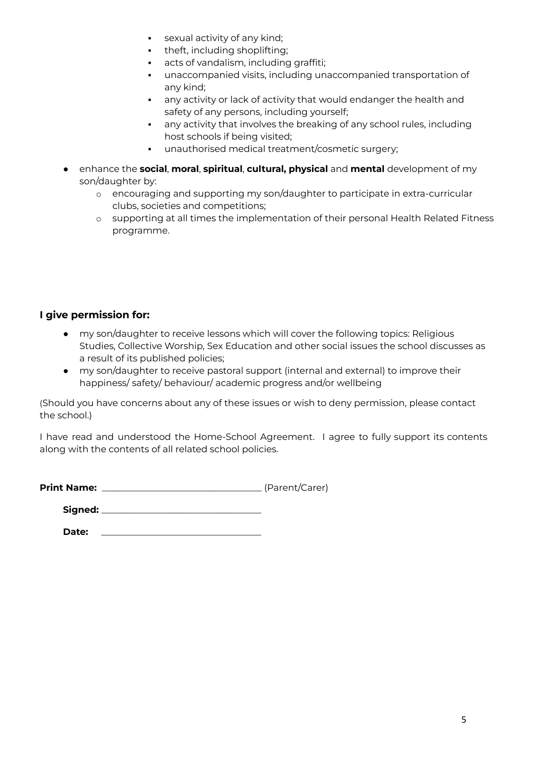- sexual activity of any kind;
    - theft, including shoplifting;
    - acts of vandalism, including graffiti;
    - unaccompanied visits, including unaccompanied transportation of any kind;
    - any activity or lack of activity that would endanger the health and safety of any persons, including yourself;
    - any activity that involves the breaking of any school rules, including host schools if being visited;
    - unauthorised medical treatment/cosmetic surgery;
- enhance the **social**, **moral**, **spiritual**, **cultural, physical** and **mental** development of my son/daughter by:
    - encouraging and supporting my son/daughter to participate in extra-curricular clubs, societies and competitions;
    - supporting at all times the implementation of their personal Health Related Fitness programme.

### I give permission for:

- my son/daughter to receive lessons which will cover the following topics: Religious Studies, Collective Worship, Sex Education and other social issues the school discusses as a result of its published policies;
- my son/daughter to receive pastoral support (internal and external) to improve their happiness/ safety/ behaviour/ academic progress and/or wellbeing

(Should you have concerns about any of these issues or wish to deny permission, please contact the school.)

I have read and understood the Home-School Agreement. I agree to fully support its contents along with the contents of all related school policies.

**Print Name:** ______________________________ (Parent/Carer)

**Signed:** ______________________________

**Date:** ______________________________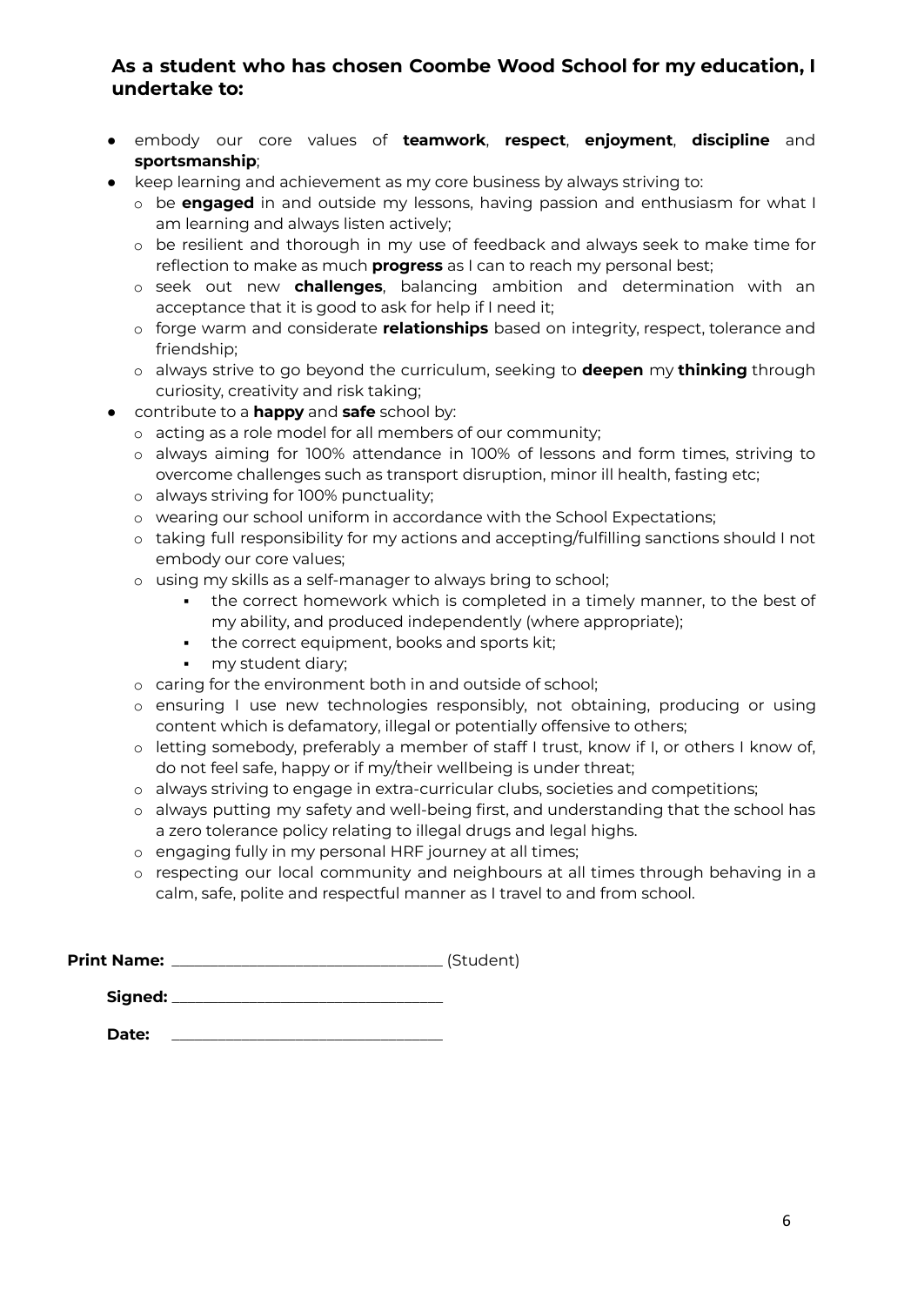### As a student who has chosen Coombe Wood School for my education, I undertake to:

- embody our core values of **teamwork**, **respect**, **enjoyment**, **discipline** and **sportsmanship**;
- keep learning and achievement as my core business by always striving to:
  - be **engaged** in and outside my lessons, having passion and enthusiasm for what I am learning and always listen actively;
  - be resilient and thorough in my use of feedback and always seek to make time for reflection to make as much **progress** as I can to reach my personal best;
  - seek out new **challenges**, balancing ambition and determination with an acceptance that it is good to ask for help if I need it;
  - forge warm and considerate **relationships** based on integrity, respect, tolerance and friendship;
  - always strive to go beyond the curriculum, seeking to **deepen** my **thinking** through curiosity, creativity and risk taking;
- contribute to a **happy** and **safe** school by:
  - acting as a role model for all members of our community;
  - always aiming for 100% attendance in 100% of lessons and form times, striving to overcome challenges such as transport disruption, minor ill health, fasting etc;
  - always striving for 100% punctuality;
  - wearing our school uniform in accordance with the School Expectations;
  - taking full responsibility for my actions and accepting/fulfilling sanctions should I not embody our core values;
  - using my skills as a self-manager to always bring to school;
    - the correct homework which is completed in a timely manner, to the best of my ability, and produced independently (where appropriate);
    - the correct equipment, books and sports kit;
    - my student diary;
  - caring for the environment both in and outside of school;
  - ensuring I use new technologies responsibly, not obtaining, producing or using content which is defamatory, illegal or potentially offensive to others;
  - letting somebody, preferably a member of staff I trust, know if I, or others I know of, do not feel safe, happy or if my/their wellbeing is under threat;
  - always striving to engage in extra-curricular clubs, societies and competitions;
  - always putting my safety and well-being first, and understanding that the school has a zero tolerance policy relating to illegal drugs and legal highs.
  - engaging fully in my personal HRF journey at all times;
  - respecting our local community and neighbours at all times through behaving in a calm, safe, polite and respectful manner as I travel to and from school.

**Print Name:** ________________________________ (Student)

**Signed:** ________________________________

**Date:** ________________________________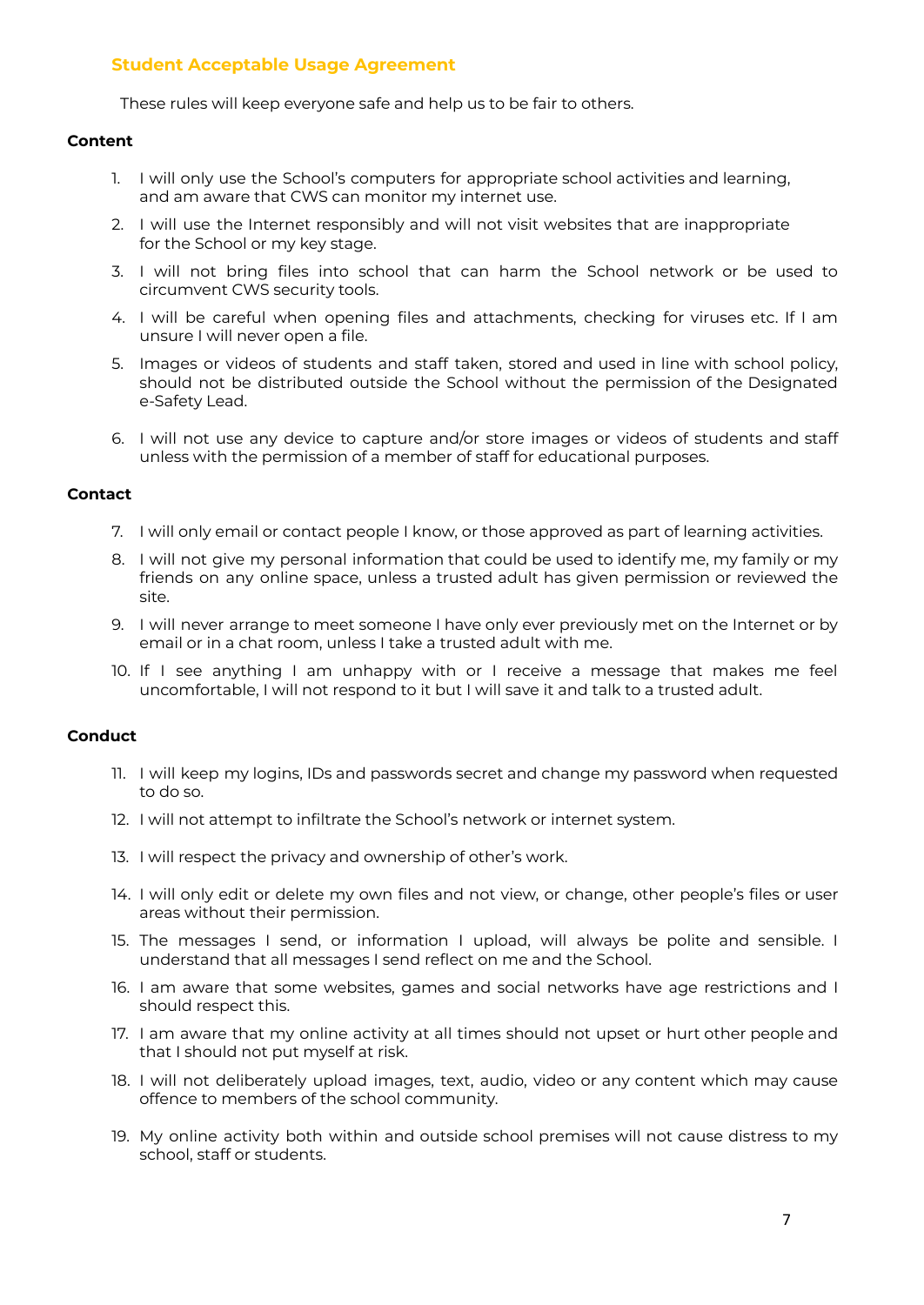## Student Acceptable Usage Agreement

These rules will keep everyone safe and help us to be fair to others.

**Content**

1. I will only use the School's computers for appropriate school activities and learning, and am aware that CWS can monitor my internet use.
2. I will use the Internet responsibly and will not visit websites that are inappropriate for the School or my key stage.
3. I will not bring files into school that can harm the School network or be used to circumvent CWS security tools.
4. I will be careful when opening files and attachments, checking for viruses etc. If I am unsure I will never open a file.
5. Images or videos of students and staff taken, stored and used in line with school policy, should not be distributed outside the School without the permission of the Designated e-Safety Lead.
6. I will not use any device to capture and/or store images or videos of students and staff unless with the permission of a member of staff for educational purposes.

**Contact**

7. I will only email or contact people I know, or those approved as part of learning activities.
8. I will not give my personal information that could be used to identify me, my family or my friends on any online space, unless a trusted adult has given permission or reviewed the site.
9. I will never arrange to meet someone I have only ever previously met on the Internet or by email or in a chat room, unless I take a trusted adult with me.
10. If I see anything I am unhappy with or I receive a message that makes me feel uncomfortable, I will not respond to it but I will save it and talk to a trusted adult.

**Conduct**

11. I will keep my logins, IDs and passwords secret and change my password when requested to do so.
12. I will not attempt to infiltrate the School's network or internet system.
13. I will respect the privacy and ownership of other's work.
14. I will only edit or delete my own files and not view, or change, other people's files or user areas without their permission.
15. The messages I send, or information I upload, will always be polite and sensible. I understand that all messages I send reflect on me and the School.
16. I am aware that some websites, games and social networks have age restrictions and I should respect this.
17. I am aware that my online activity at all times should not upset or hurt other people and that I should not put myself at risk.
18. I will not deliberately upload images, text, audio, video or any content which may cause offence to members of the school community.
19. My online activity both within and outside school premises will not cause distress to my school, staff or students.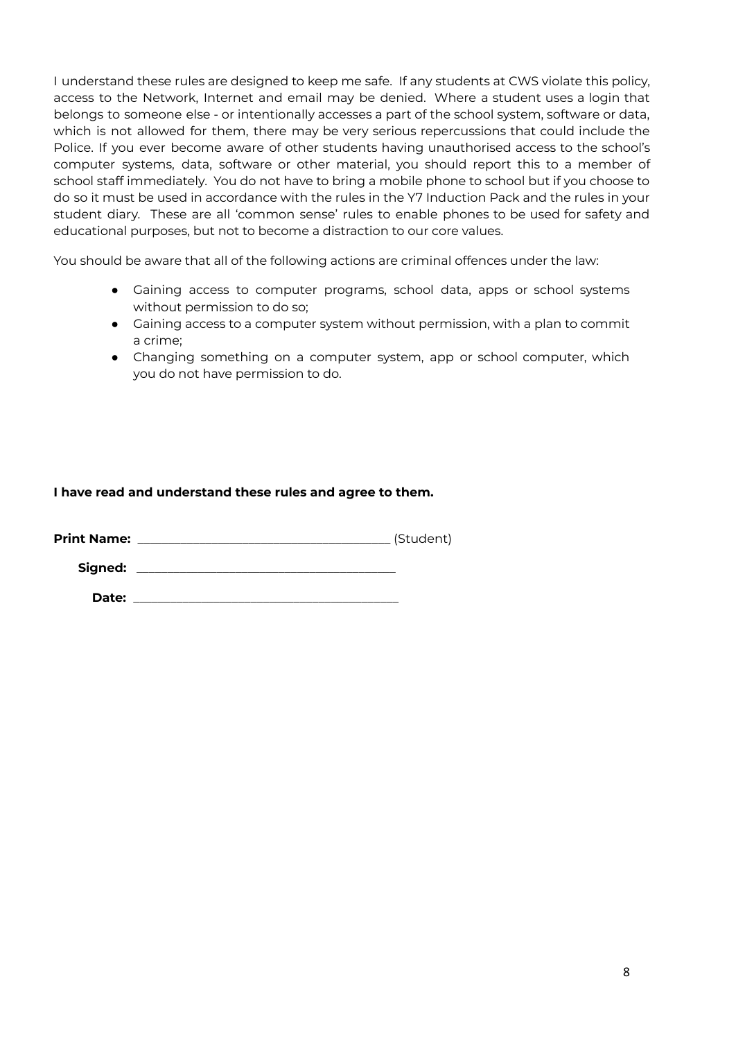I understand these rules are designed to keep me safe. If any students at CWS violate this policy, access to the Network, Internet and email may be denied. Where a student uses a login that belongs to someone else - or intentionally accesses a part of the school system, software or data, which is not allowed for them, there may be very serious repercussions that could include the Police. If you ever become aware of other students having unauthorised access to the school's computer systems, data, software or other material, you should report this to a member of school staff immediately. You do not have to bring a mobile phone to school but if you choose to do so it must be used in accordance with the rules in the Y7 Induction Pack and the rules in your student diary. These are all 'common sense' rules to enable phones to be used for safety and educational purposes, but not to become a distraction to our core values.

You should be aware that all of the following actions are criminal offences under the law:

- Gaining access to computer programs, school data, apps or school systems without permission to do so;
- Gaining access to a computer system without permission, with a plan to commit a crime;
- Changing something on a computer system, app or school computer, which you do not have permission to do.

**I have read and understand these rules and agree to them.**

**Print Name:** ________________________________ (Student)

**Signed:** ________________________________

**Date:** ________________________________